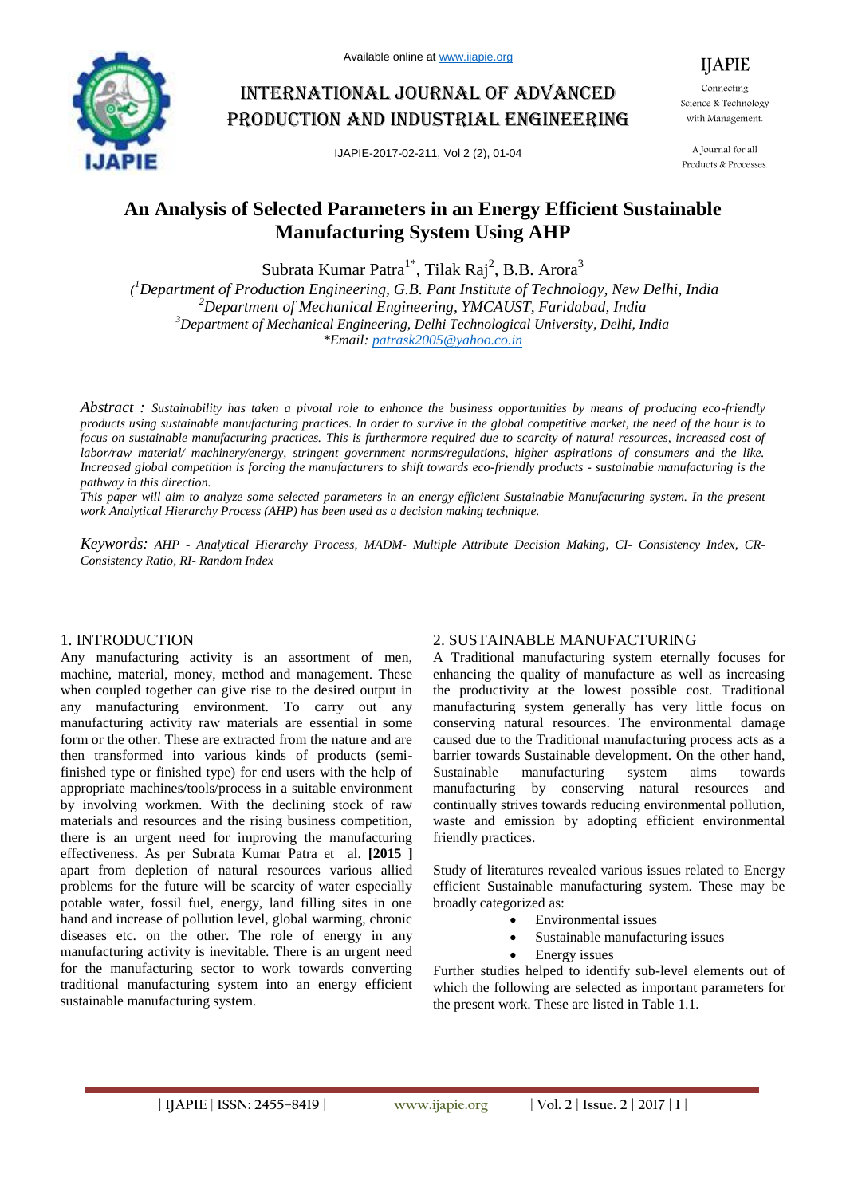# An Analysis of Selected Parameters in an Energy Efficient Sustainable Manufacturing System Using AHP

Subrata Kumar Patra[1*], Tilak Raj[2], B.B. Arora[3]

([1]*Department of Production Engineering, G.B. Pant Institute of Technology, New Delhi, India*
[2]*Department of Mechanical Engineering, YMCAUST, Faridabad, India*
[3]*Department of Mechanical Engineering, Delhi Technological University, Delhi, India*
*\*Email: patrask2005@yahoo.co.in*

*Abstract : Sustainability has taken a pivotal role to enhance the business opportunities by means of producing eco-friendly products using sustainable manufacturing practices. In order to survive in the global competitive market, the need of the hour is to focus on sustainable manufacturing practices. This is furthermore required due to scarcity of natural resources, increased cost of labor/raw material/ machinery/energy, stringent government norms/regulations, higher aspirations of consumers and the like. Increased global competition is forcing the manufacturers to shift towards eco-friendly products - sustainable manufacturing is the pathway in this direction.*

*This paper will aim to analyze some selected parameters in an energy efficient Sustainable Manufacturing system. In the present work Analytical Hierarchy Process (AHP) has been used as a decision making technique.*

*Keywords: AHP - Analytical Hierarchy Process, MADM- Multiple Attribute Decision Making, CI- Consistency Index, CR-Consistency Ratio, RI- Random Index*

## 1. INTRODUCTION

Any manufacturing activity is an assortment of men, machine, material, money, method and management. These when coupled together can give rise to the desired output in any manufacturing environment. To carry out any manufacturing activity raw materials are essential in some form or the other. These are extracted from the nature and are then transformed into various kinds of products (semi-finished type or finished type) for end users with the help of appropriate machines/tools/process in a suitable environment by involving workmen. With the declining stock of raw materials and resources and the rising business competition, there is an urgent need for improving the manufacturing effectiveness. As per Subrata Kumar Patra et al. **[2015 ]** apart from depletion of natural resources various allied problems for the future will be scarcity of water especially potable water, fossil fuel, energy, land filling sites in one hand and increase of pollution level, global warming, chronic diseases etc. on the other. The role of energy in any manufacturing activity is inevitable. There is an urgent need for the manufacturing sector to work towards converting traditional manufacturing system into an energy efficient sustainable manufacturing system.

## 2. SUSTAINABLE MANUFACTURING

A Traditional manufacturing system eternally focuses for enhancing the quality of manufacture as well as increasing the productivity at the lowest possible cost. Traditional manufacturing system generally has very little focus on conserving natural resources. The environmental damage caused due to the Traditional manufacturing process acts as a barrier towards Sustainable development. On the other hand, Sustainable manufacturing system aims towards manufacturing by conserving natural resources and continually strives towards reducing environmental pollution, waste and emission by adopting efficient environmental friendly practices.

Study of literatures revealed various issues related to Energy efficient Sustainable manufacturing system. These may be broadly categorized as:

- Environmental issues
- Sustainable manufacturing issues
- Energy issues

Further studies helped to identify sub-level elements out of which the following are selected as important parameters for the present work. These are listed in Table 1.1.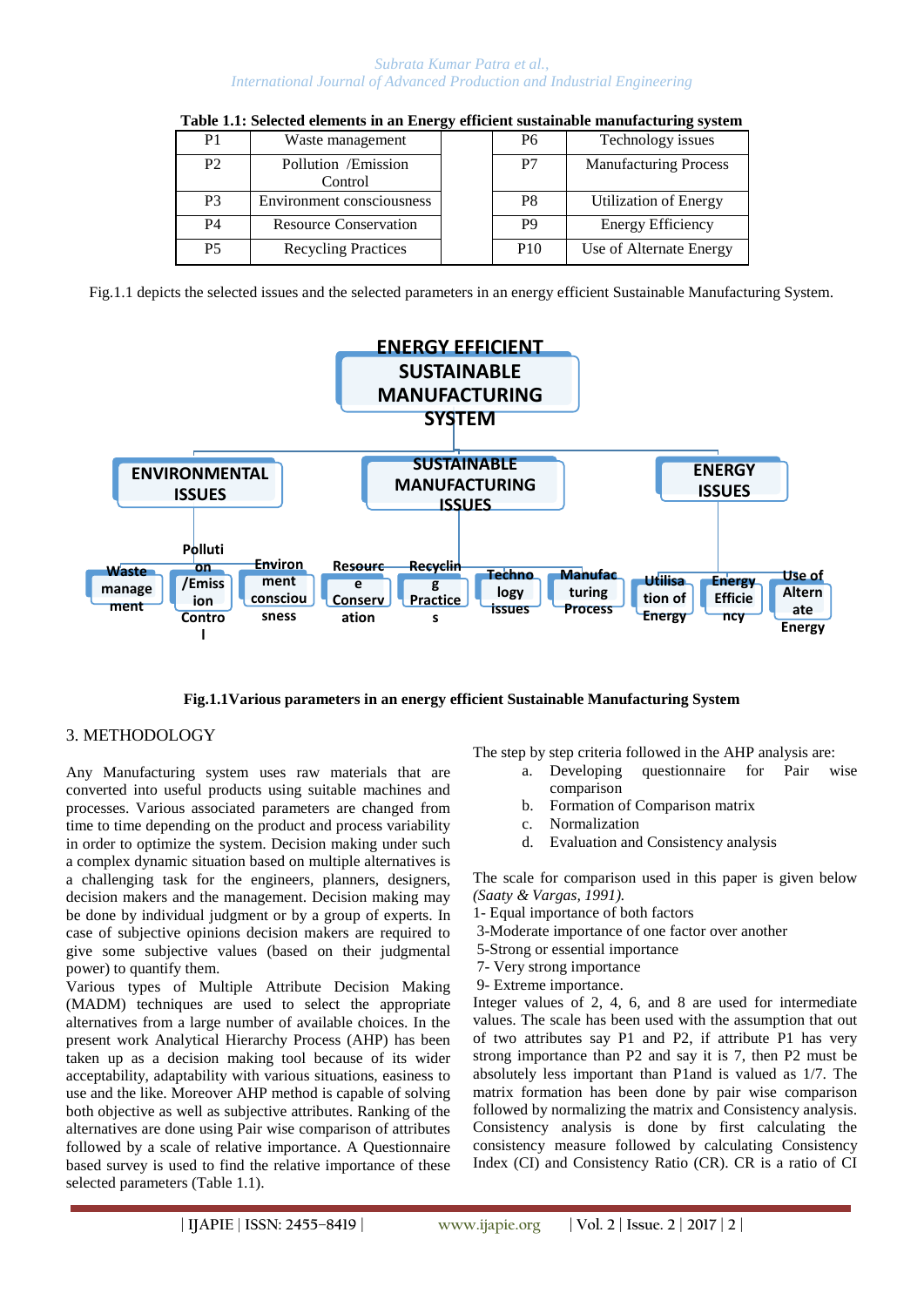**Table 1.1: Selected elements in an Energy efficient sustainable manufacturing system**

| | | | | |
|---|---|---|---|---|
| P1 | Waste management | | P6 | Technology issues |
| P2 | Pollution /Emission Control | | P7 | Manufacturing Process |
| P3 | Environment consciousness | | P8 | Utilization of Energy |
| P4 | Resource Conservation | | P9 | Energy Efficiency |
| P5 | Recycling Practices | | P10 | Use of Alternate Energy |

Fig.1.1 depicts the selected issues and the selected parameters in an energy efficient Sustainable Manufacturing System.

ENERGY EFFICIENT SUSTAINABLE MANUFACTURING SYSTEM

- ENVIRONMENTAL ISSUES: Waste management; Pollution /Emission Control; Environment consciousness
- SUSTAINABLE MANUFACTURING ISSUES: Resource Conservation; Recycling Practices; Technology issues; Manufacturing Process
- ENERGY ISSUES: Utilisation of Energy; Energy Efficiency; Use of Alternate Energy

**Fig.1.1Various parameters in an energy efficient Sustainable Manufacturing System**

## 3. METHODOLOGY

Any Manufacturing system uses raw materials that are converted into useful products using suitable machines and processes. Various associated parameters are changed from time to time depending on the product and process variability in order to optimize the system. Decision making under such a complex dynamic situation based on multiple alternatives is a challenging task for the engineers, planners, designers, decision makers and the management. Decision making may be done by individual judgment or by a group of experts. In case of subjective opinions decision makers are required to give some subjective values (based on their judgmental power) to quantify them.

Various types of Multiple Attribute Decision Making (MADM) techniques are used to select the appropriate alternatives from a large number of available choices. In the present work Analytical Hierarchy Process (AHP) has been taken up as a decision making tool because of its wider acceptability, adaptability with various situations, easiness to use and the like. Moreover AHP method is capable of solving both objective as well as subjective attributes. Ranking of the alternatives are done using Pair wise comparison of attributes followed by a scale of relative importance. A Questionnaire based survey is used to find the relative importance of these selected parameters (Table 1.1).

The step by step criteria followed in the AHP analysis are:

a. Developing questionnaire for Pair wise comparison
b. Formation of Comparison matrix
c. Normalization
d. Evaluation and Consistency analysis

The scale for comparison used in this paper is given below *(Saaty & Vargas, 1991).*

1- Equal importance of both factors
3-Moderate importance of one factor over another
5-Strong or essential importance
7- Very strong importance
9- Extreme importance.

Integer values of 2, 4, 6, and 8 are used for intermediate values. The scale has been used with the assumption that out of two attributes say P1 and P2, if attribute P1 has very strong importance than P2 and say it is 7, then P2 must be absolutely less important than P1and is valued as 1/7. The matrix formation has been done by pair wise comparison followed by normalizing the matrix and Consistency analysis. Consistency analysis is done by first calculating the consistency measure followed by calculating Consistency Index (CI) and Consistency Ratio (CR). CR is a ratio of CI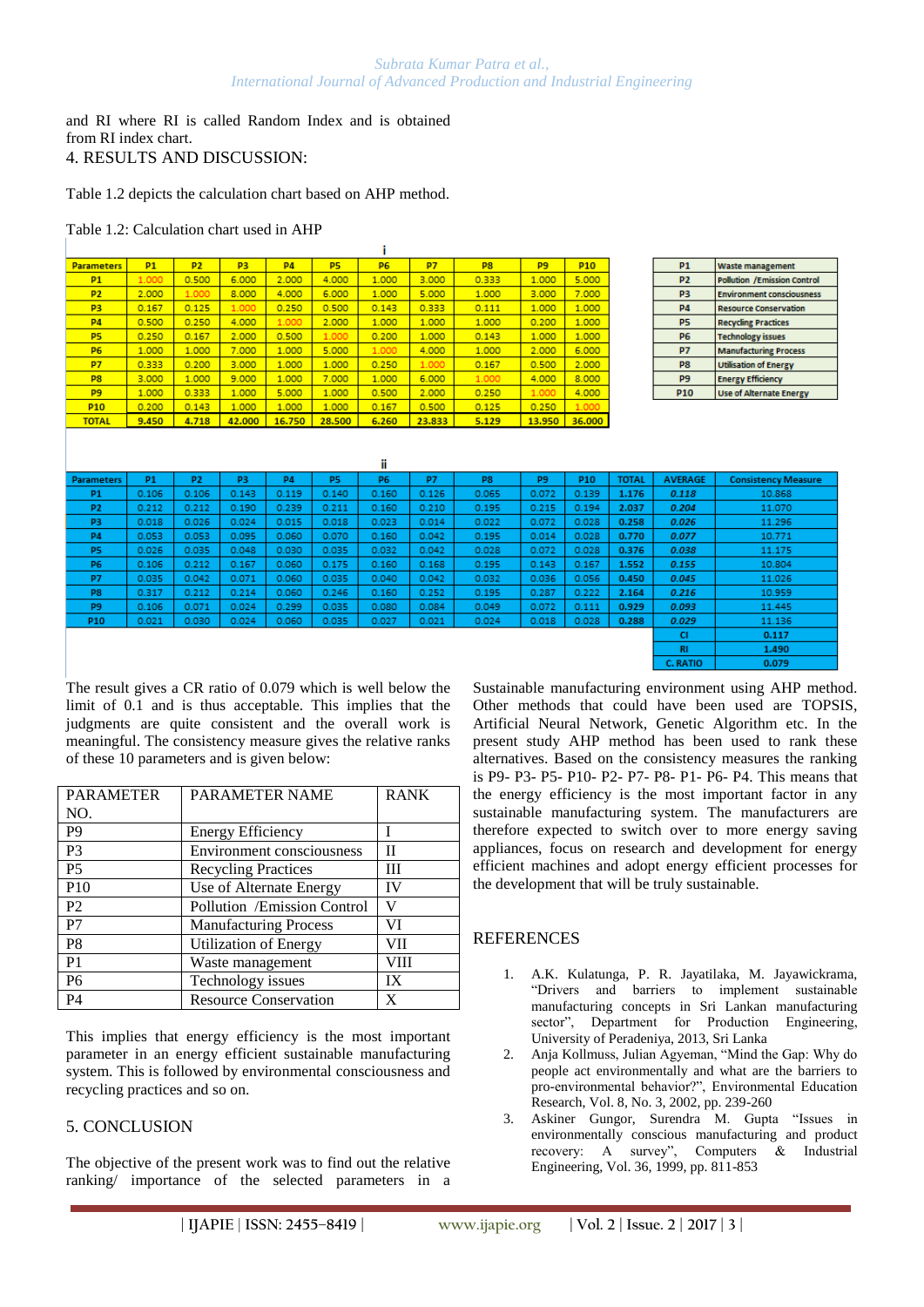and RI where RI is called Random Index and is obtained from RI index chart.

## 4. RESULTS AND DISCUSSION:

Table 1.2 depicts the calculation chart based on AHP method.

Table 1.2: Calculation chart used in AHP

i

| Parameters | P1 | P2 | P3 | P4 | P5 | P6 | P7 | P8 | P9 | P10 |
|---|---|---|---|---|---|---|---|---|---|---|
| P1 | 1.000 | 0.500 | 6.000 | 2.000 | 4.000 | 1.000 | 3.000 | 0.333 | 1.000 | 5.000 |
| P2 | 2.000 | 1.000 | 8.000 | 4.000 | 6.000 | 1.000 | 5.000 | 1.000 | 3.000 | 7.000 |
| P3 | 0.167 | 0.125 | 1.000 | 0.250 | 0.500 | 0.143 | 0.333 | 0.111 | 1.000 | 1.000 |
| P4 | 0.500 | 0.250 | 4.000 | 1.000 | 2.000 | 1.000 | 1.000 | 1.000 | 0.200 | 1.000 |
| P5 | 0.250 | 0.167 | 2.000 | 0.500 | 1.000 | 0.200 | 1.000 | 0.143 | 1.000 | 1.000 |
| P6 | 1.000 | 1.000 | 7.000 | 1.000 | 5.000 | 1.000 | 4.000 | 1.000 | 2.000 | 6.000 |
| P7 | 0.333 | 0.200 | 3.000 | 1.000 | 1.000 | 0.250 | 1.000 | 0.167 | 0.500 | 2.000 |
| P8 | 3.000 | 1.000 | 9.000 | 1.000 | 7.000 | 1.000 | 6.000 | 1.000 | 4.000 | 8.000 |
| P9 | 1.000 | 0.333 | 1.000 | 5.000 | 1.000 | 0.500 | 2.000 | 0.250 | 1.000 | 4.000 |
| P10 | 0.200 | 0.143 | 1.000 | 1.000 | 1.000 | 0.167 | 0.500 | 0.125 | 0.250 | 1.000 |
| TOTAL | 9.450 | 4.718 | 42.000 | 16.750 | 28.500 | 6.260 | 23.833 | 5.129 | 13.950 | 36.000 |

| | |
|---|---|
| P1 | Waste management |
| P2 | Pollution /Emission Control |
| P3 | Environment consciousness |
| P4 | Resource Conservation |
| P5 | Recycling Practices |
| P6 | Technology issues |
| P7 | Manufacturing Process |
| P8 | Utilisation of Energy |
| P9 | Energy Efficiency |
| P10 | Use of Alternate Energy |

ii

| Parameters | P1 | P2 | P3 | P4 | P5 | P6 | P7 | P8 | P9 | P10 | TOTAL | AVERAGE | Consistency Measure |
|---|---|---|---|---|---|---|---|---|---|---|---|---|---|
| P1 | 0.106 | 0.106 | 0.143 | 0.119 | 0.140 | 0.160 | 0.126 | 0.065 | 0.072 | 0.139 | 1.176 | 0.118 | 10.868 |
| P2 | 0.212 | 0.212 | 0.190 | 0.239 | 0.211 | 0.160 | 0.210 | 0.195 | 0.215 | 0.194 | 2.037 | 0.204 | 11.070 |
| P3 | 0.018 | 0.026 | 0.024 | 0.015 | 0.018 | 0.023 | 0.014 | 0.022 | 0.072 | 0.028 | 0.258 | 0.026 | 11.296 |
| P4 | 0.053 | 0.053 | 0.095 | 0.060 | 0.070 | 0.160 | 0.042 | 0.195 | 0.014 | 0.028 | 0.770 | 0.077 | 10.771 |
| P5 | 0.026 | 0.035 | 0.048 | 0.030 | 0.035 | 0.032 | 0.042 | 0.028 | 0.072 | 0.028 | 0.376 | 0.038 | 11.175 |
| P6 | 0.106 | 0.212 | 0.167 | 0.060 | 0.175 | 0.160 | 0.168 | 0.195 | 0.143 | 0.167 | 1.552 | 0.155 | 10.804 |
| P7 | 0.035 | 0.042 | 0.071 | 0.060 | 0.035 | 0.040 | 0.042 | 0.032 | 0.036 | 0.056 | 0.450 | 0.045 | 11.026 |
| P8 | 0.317 | 0.212 | 0.214 | 0.060 | 0.246 | 0.160 | 0.252 | 0.195 | 0.287 | 0.222 | 2.164 | 0.216 | 10.959 |
| P9 | 0.106 | 0.071 | 0.024 | 0.299 | 0.035 | 0.080 | 0.084 | 0.049 | 0.072 | 0.111 | 0.929 | 0.093 | 11.445 |
| P10 | 0.021 | 0.030 | 0.024 | 0.060 | 0.035 | 0.027 | 0.021 | 0.024 | 0.018 | 0.028 | 0.288 | 0.029 | 11.136 |
| | | | | | | | | | | | | CI | 0.117 |
| | | | | | | | | | | | | RI | 1.490 |
| | | | | | | | | | | | | C. RATIO | 0.079 |

The result gives a CR ratio of 0.079 which is well below the limit of 0.1 and is thus acceptable. This implies that the judgments are quite consistent and the overall work is meaningful. The consistency measure gives the relative ranks of these 10 parameters and is given below:

| PARAMETER NO. | PARAMETER NAME | RANK |
|---|---|---|
| P9 | Energy Efficiency | I |
| P3 | Environment consciousness | II |
| P5 | Recycling Practices | III |
| P10 | Use of Alternate Energy | IV |
| P2 | Pollution /Emission Control | V |
| P7 | Manufacturing Process | VI |
| P8 | Utilization of Energy | VII |
| P1 | Waste management | VIII |
| P6 | Technology issues | IX |
| P4 | Resource Conservation | X |

This implies that energy efficiency is the most important parameter in an energy efficient sustainable manufacturing system. This is followed by environmental consciousness and recycling practices and so on.

## 5. CONCLUSION

The objective of the present work was to find out the relative ranking/ importance of the selected parameters in a Sustainable manufacturing environment using AHP method. Other methods that could have been used are TOPSIS, Artificial Neural Network, Genetic Algorithm etc. In the present study AHP method has been used to rank these alternatives. Based on the consistency measures the ranking is P9- P3- P5- P10- P2- P7- P8- P1- P6- P4. This means that the energy efficiency is the most important factor in any sustainable manufacturing system. The manufacturers are therefore expected to switch over to more energy saving appliances, focus on research and development for energy efficient machines and adopt energy efficient processes for the development that will be truly sustainable.

## REFERENCES

1. A.K. Kulatunga, P. R. Jayatilaka, M. Jayawickrama, "Drivers and barriers to implement sustainable manufacturing concepts in Sri Lankan manufacturing sector", Department for Production Engineering, University of Peradeniya, 2013, Sri Lanka
2. Anja Kollmuss, Julian Agyeman, "Mind the Gap: Why do people act environmentally and what are the barriers to pro-environmental behavior?", Environmental Education Research, Vol. 8, No. 3, 2002, pp. 239-260
3. Askiner Gungor, Surendra M. Gupta "Issues in environmentally conscious manufacturing and product recovery: A survey", Computers & Industrial Engineering, Vol. 36, 1999, pp. 811-853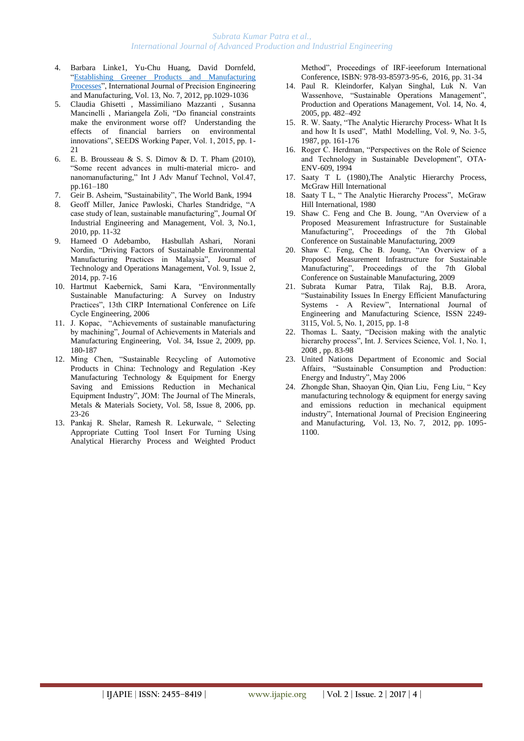4. Barbara Linke1, Yu-Chu Huang, David Dornfeld, "Establishing Greener Products and Manufacturing Processes", International Journal of Precision Engineering and Manufacturing, Vol. 13, No. 7, 2012, pp.1029-1036
5. Claudia Ghisetti , Massimiliano Mazzanti , Susanna Mancinelli , Mariangela Zoli, "Do financial constraints make the environment worse off? Understanding the effects of financial barriers on environmental innovations", SEEDS Working Paper, Vol. 1, 2015, pp. 1-21
6. E. B. Brousseau & S. S. Dimov & D. T. Pham (2010), "Some recent advances in multi-material micro- and nanomanufacturing," Int J Adv Manuf Technol, Vol.47, pp.161–180
7. Geir B. Asheim, "Sustainability", The World Bank, 1994
8. Geoff Miller, Janice Pawloski, Charles Standridge, "A case study of lean, sustainable manufacturing", Journal Of Industrial Engineering and Management, Vol. 3, No.1, 2010, pp. 11-32
9. Hameed O Adebambo, Hasbullah Ashari, Norani Nordin, "Driving Factors of Sustainable Environmental Manufacturing Practices in Malaysia", Journal of Technology and Operations Management, Vol. 9, Issue 2, 2014, pp. 7-16
10. Hartmut Kaebernick, Sami Kara, "Environmentally Sustainable Manufacturing: A Survey on Industry Practices", 13th CIRP International Conference on Life Cycle Engineering, 2006
11. J. Kopac, "Achievements of sustainable manufacturing by machining", Journal of Achievements in Materials and Manufacturing Engineering, Vol. 34, Issue 2, 2009, pp. 180-187
12. Ming Chen, "Sustainable Recycling of Automotive Products in China: Technology and Regulation -Key Manufacturing Technology & Equipment for Energy Saving and Emissions Reduction in Mechanical Equipment Industry", JOM: The Journal of The Minerals, Metals & Materials Society, Vol. 58, Issue 8, 2006, pp. 23-26
13. Pankaj R. Shelar, Ramesh R. Lekurwale, " Selecting Appropriate Cutting Tool Insert For Turning Using Analytical Hierarchy Process and Weighted Product Method", Proceedings of IRF-ieeeforum International Conference, ISBN: 978-93-85973-95-6, 2016, pp. 31-34
14. Paul R. Kleindorfer, Kalyan Singhal, Luk N. Van Wassenhove, "Sustainable Operations Management", Production and Operations Management, Vol. 14, No. 4, 2005, pp. 482–492
15. R. W. Saaty, "The Analytic Hierarchy Process- What It Is and how It Is used", Mathl Modelling, Vol. 9, No. 3-5, 1987, pp. 161-176
16. Roger C. Herdman, "Perspectives on the Role of Science and Technology in Sustainable Development", OTA-ENV-609, 1994
17. Saaty T L (1980),The Analytic Hierarchy Process, McGraw Hill International
18. Saaty T L, " The Analytic Hierarchy Process", McGraw Hill International, 1980
19. Shaw C. Feng and Che B. Joung, "An Overview of a Proposed Measurement Infrastructure for Sustainable Manufacturing", Proceedings of the 7th Global Conference on Sustainable Manufacturing, 2009
20. Shaw C. Feng, Che B. Joung, "An Overview of a Proposed Measurement Infrastructure for Sustainable Manufacturing", Proceedings of the 7th Global Conference on Sustainable Manufacturing, 2009
21. Subrata Kumar Patra, Tilak Raj, B.B. Arora, "Sustainability Issues In Energy Efficient Manufacturing Systems - A Review", International Journal of Engineering and Manufacturing Science, ISSN 2249-3115, Vol. 5, No. 1, 2015, pp. 1-8
22. Thomas L. Saaty, "Decision making with the analytic hierarchy process", Int. J. Services Science, Vol. 1, No. 1, 2008 , pp. 83-98
23. United Nations Department of Economic and Social Affairs, "Sustainable Consumption and Production: Energy and Industry", May 2006
24. Zhongde Shan, Shaoyan Qin, Qian Liu, Feng Liu, " Key manufacturing technology & equipment for energy saving and emissions reduction in mechanical equipment industry", International Journal of Precision Engineering and Manufacturing, Vol. 13, No. 7, 2012, pp. 1095-1100.